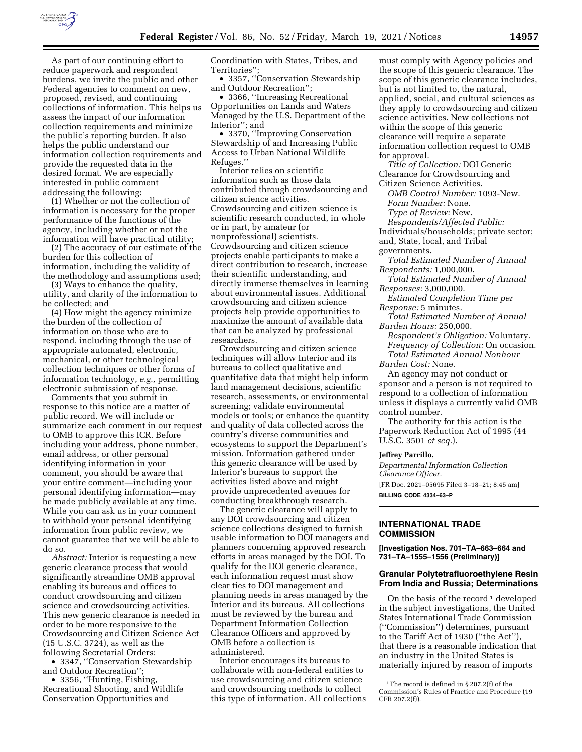As part of our continuing effort to reduce paperwork and respondent burdens, we invite the public and other Federal agencies to comment on new, proposed, revised, and continuing collections of information. This helps us assess the impact of our information collection requirements and minimize the public's reporting burden. It also helps the public understand our information collection requirements and provide the requested data in the desired format. We are especially interested in public comment addressing the following:

(1) Whether or not the collection of information is necessary for the proper performance of the functions of the agency, including whether or not the information will have practical utility;

(2) The accuracy of our estimate of the burden for this collection of information, including the validity of the methodology and assumptions used;

(3) Ways to enhance the quality, utility, and clarity of the information to be collected; and

(4) How might the agency minimize the burden of the collection of information on those who are to respond, including through the use of appropriate automated, electronic, mechanical, or other technological collection techniques or other forms of information technology, *e.g.,* permitting electronic submission of response.

Comments that you submit in response to this notice are a matter of public record. We will include or summarize each comment in our request to OMB to approve this ICR. Before including your address, phone number, email address, or other personal identifying information in your comment, you should be aware that your entire comment—including your personal identifying information—may be made publicly available at any time. While you can ask us in your comment to withhold your personal identifying information from public review, we cannot guarantee that we will be able to do so.

*Abstract:* Interior is requesting a new generic clearance process that would significantly streamline OMB approval enabling its bureaus and offices to conduct crowdsourcing and citizen science and crowdsourcing activities. This new generic clearance is needed in order to be more responsive to the Crowdsourcing and Citizen Science Act (15 U.S.C. 3724), as well as the following Secretarial Orders:

- 3347, "Conservation Stewardship and Outdoor Recreation";
- 3356, "Hunting, Fishing, Recreational Shooting, and Wildlife Conservation Opportunities and Coordination with States, Tribes, and Territories";
- 3357, "Conservation Stewardship and Outdoor Recreation";
- 3366, "Increasing Recreational Opportunities on Lands and Waters Managed by the U.S. Department of the Interior"; and
- 3370, "Improving Conservation Stewardship of and Increasing Public Access to Urban National Wildlife Refuges."

Interior relies on scientific information such as those data contributed through crowdsourcing and citizen science activities. Crowdsourcing and citizen science is scientific research conducted, in whole or in part, by amateur (or nonprofessional) scientists. Crowdsourcing and citizen science projects enable participants to make a direct contribution to research, increase their scientific understanding, and directly immerse themselves in learning about environmental issues. Additional crowdsourcing and citizen science projects help provide opportunities to maximize the amount of available data that can be analyzed by professional researchers.

Crowdsourcing and citizen science techniques will allow Interior and its bureaus to collect qualitative and quantitative data that might help inform land management decisions, scientific research, assessments, or environmental screening; validate environmental models or tools; or enhance the quantity and quality of data collected across the country's diverse communities and ecosystems to support the Department's mission. Information gathered under this generic clearance will be used by Interior's bureaus to support the activities listed above and might provide unprecedented avenues for conducting breakthrough research.

The generic clearance will apply to any DOI crowdsourcing and citizen science collections designed to furnish usable information to DOI managers and planners concerning approved research efforts in areas managed by the DOI. To qualify for the DOI generic clearance, each information request must show clear ties to DOI management and planning needs in areas managed by the Interior and its bureaus. All collections must be reviewed by the bureau and Department Information Collection Clearance Officers and approved by OMB before a collection is administered.

Interior encourages its bureaus to collaborate with non-federal entities to use crowdsourcing and citizen science and crowdsourcing methods to collect this type of information. All collections must comply with Agency policies and the scope of this generic clearance. The scope of this generic clearance includes, but is not limited to, the natural, applied, social, and cultural sciences as they apply to crowdsourcing and citizen science activities. New collections not within the scope of this generic clearance will require a separate information collection request to OMB for approval.

*Title of Collection:* DOI Generic Clearance for Crowdsourcing and Citizen Science Activities.

*OMB Control Number:* 1093-New.

*Form Number:* None.

*Type of Review:* New.

*Respondents/Affected Public:* Individuals/households; private sector; and, State, local, and Tribal governments.

*Total Estimated Number of Annual Respondents:* 1,000,000.

*Total Estimated Number of Annual Responses:* 3,000,000.

*Estimated Completion Time per Response:* 5 minutes.

*Total Estimated Number of Annual Burden Hours:* 250,000.

*Respondent's Obligation:* Voluntary.

*Frequency of Collection:* On occasion.

*Total Estimated Annual Nonhour Burden Cost:* None.

An agency may not conduct or sponsor and a person is not required to respond to a collection of information unless it displays a currently valid OMB control number.

The authority for this action is the Paperwork Reduction Act of 1995 (44 U.S.C. 3501 *et seq.*).

**Jeffrey Parrillo,**

*Departmental Information Collection Clearance Officer.*

[FR Doc. 2021–05695 Filed 3–18–21; 8:45 am]

**BILLING CODE 4334–63–P**

## INTERNATIONAL TRADE COMMISSION

**[Investigation Nos. 701–TA–663–664 and 731–TA–1555–1556 (Preliminary)]**

### Granular Polytetrafluoroethylene Resin From India and Russia; Determinations

On the basis of the record[1] developed in the subject investigations, the United States International Trade Commission ("Commission") determines, pursuant to the Tariff Act of 1930 ("the Act"), that there is a reasonable indication that an industry in the United States is materially injured by reason of imports

[1] The record is defined in § 207.2(f) of the Commission's Rules of Practice and Procedure (19 CFR 207.2(f)).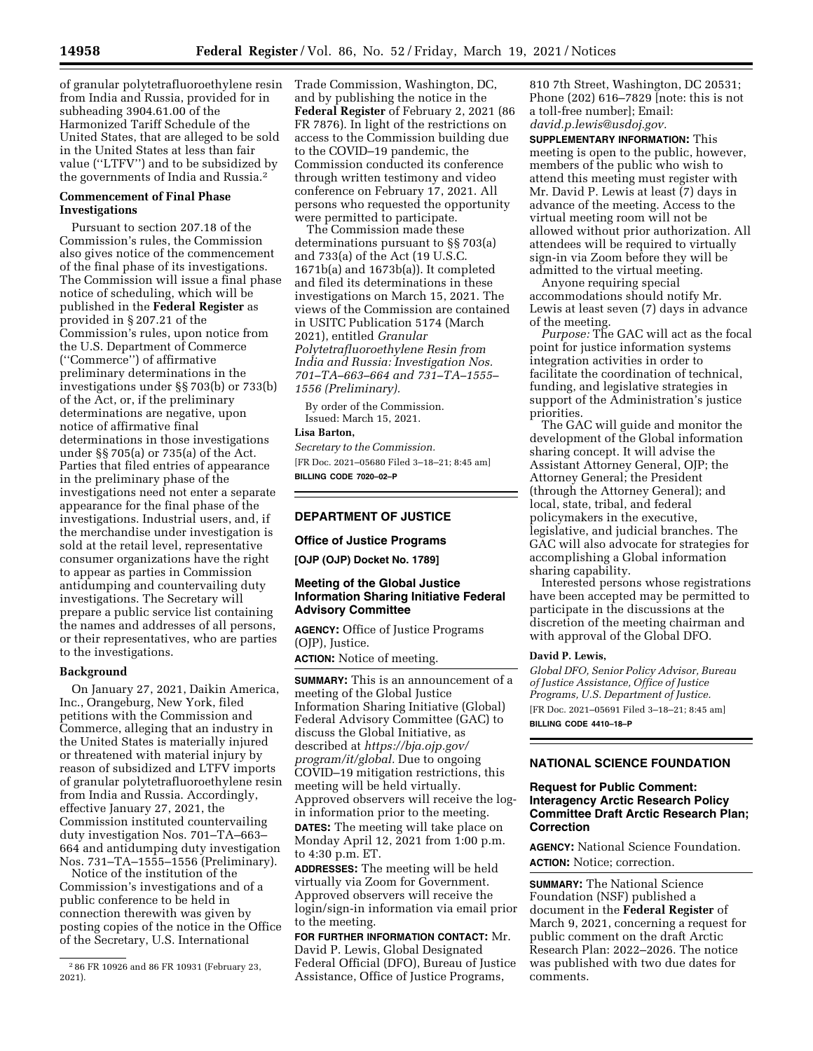of granular polytetrafluoroethylene resin from India and Russia, provided for in subheading 3904.61.00 of the Harmonized Tariff Schedule of the United States, that are alleged to be sold in the United States at less than fair value (''LTFV'') and to be subsidized by the governments of India and Russia.[2]

### Commencement of Final Phase Investigations

Pursuant to section 207.18 of the Commission's rules, the Commission also gives notice of the commencement of the final phase of its investigations. The Commission will issue a final phase notice of scheduling, which will be published in the **Federal Register** as provided in § 207.21 of the Commission's rules, upon notice from the U.S. Department of Commerce (''Commerce'') of affirmative preliminary determinations in the investigations under §§ 703(b) or 733(b) of the Act, or, if the preliminary determinations are negative, upon notice of affirmative final determinations in those investigations under §§ 705(a) or 735(a) of the Act. Parties that filed entries of appearance in the preliminary phase of the investigations need not enter a separate appearance for the final phase of the investigations. Industrial users, and, if the merchandise under investigation is sold at the retail level, representative consumer organizations have the right to appear as parties in Commission antidumping and countervailing duty investigations. The Secretary will prepare a public service list containing the names and addresses of all persons, or their representatives, who are parties to the investigations.

### Background

On January 27, 2021, Daikin America, Inc., Orangeburg, New York, filed petitions with the Commission and Commerce, alleging that an industry in the United States is materially injured or threatened with material injury by reason of subsidized and LTFV imports of granular polytetrafluoroethylene resin from India and Russia. Accordingly, effective January 27, 2021, the Commission instituted countervailing duty investigation Nos. 701–TA–663–664 and antidumping duty investigation Nos. 731–TA–1555–1556 (Preliminary).

Notice of the institution of the Commission's investigations and of a public conference to be held in connection therewith was given by posting copies of the notice in the Office of the Secretary, U.S. International Trade Commission, Washington, DC, and by publishing the notice in the **Federal Register** of February 2, 2021 (86 FR 7876). In light of the restrictions on access to the Commission building due to the COVID–19 pandemic, the Commission conducted its conference through written testimony and video conference on February 17, 2021. All persons who requested the opportunity were permitted to participate.

The Commission made these determinations pursuant to §§ 703(a) and 733(a) of the Act (19 U.S.C. 1671b(a) and 1673b(a)). It completed and filed its determinations in these investigations on March 15, 2021. The views of the Commission are contained in USITC Publication 5174 (March 2021), entitled *Granular Polytetrafluoroethylene Resin from India and Russia: Investigation Nos. 701–TA–663–664 and 731–TA–1555–1556 (Preliminary).*

By order of the Commission.

Issued: March 15, 2021.

**Lisa Barton,**

*Secretary to the Commission.*

[FR Doc. 2021–05680 Filed 3–18–21; 8:45 am]

**BILLING CODE 7020–02–P**

[2] 86 FR 10926 and 86 FR 10931 (February 23, 2021).

---

## DEPARTMENT OF JUSTICE

### Office of Justice Programs

**[OJP (OJP) Docket No. 1789]**

### Meeting of the Global Justice Information Sharing Initiative Federal Advisory Committee

**AGENCY:** Office of Justice Programs (OJP), Justice.

**ACTION:** Notice of meeting.

**SUMMARY:** This is an announcement of a meeting of the Global Justice Information Sharing Initiative (Global) Federal Advisory Committee (GAC) to discuss the Global Initiative, as described at *https://bja.ojp.gov/program/it/global.* Due to ongoing COVID–19 mitigation restrictions, this meeting will be held virtually. Approved observers will receive the log-in information prior to the meeting.

**DATES:** The meeting will take place on Monday April 12, 2021 from 1:00 p.m. to 4:30 p.m. ET.

**ADDRESSES:** The meeting will be held virtually via Zoom for Government. Approved observers will receive the login/sign-in information via email prior to the meeting.

**FOR FURTHER INFORMATION CONTACT:** Mr. David P. Lewis, Global Designated Federal Official (DFO), Bureau of Justice Assistance, Office of Justice Programs, 810 7th Street, Washington, DC 20531; Phone (202) 616–7829 [note: this is not a toll-free number]; Email: *david.p.lewis@usdoj.gov.*

**SUPPLEMENTARY INFORMATION:** This meeting is open to the public, however, members of the public who wish to attend this meeting must register with Mr. David P. Lewis at least (7) days in advance of the meeting. Access to the virtual meeting room will not be allowed without prior authorization. All attendees will be required to virtually sign-in via Zoom before they will be admitted to the virtual meeting.

Anyone requiring special accommodations should notify Mr. Lewis at least seven (7) days in advance of the meeting.

*Purpose:* The GAC will act as the focal point for justice information systems integration activities in order to facilitate the coordination of technical, funding, and legislative strategies in support of the Administration's justice priorities.

The GAC will guide and monitor the development of the Global information sharing concept. It will advise the Assistant Attorney General, OJP; the Attorney General; the President (through the Attorney General); and local, state, tribal, and federal policymakers in the executive, legislative, and judicial branches. The GAC will also advocate for strategies for accomplishing a Global information sharing capability.

Interested persons whose registrations have been accepted may be permitted to participate in the discussions at the discretion of the meeting chairman and with approval of the Global DFO.

**David P. Lewis,**

*Global DFO, Senior Policy Advisor, Bureau of Justice Assistance, Office of Justice Programs, U.S. Department of Justice.*

[FR Doc. 2021–05691 Filed 3–18–21; 8:45 am]

**BILLING CODE 4410–18–P**

---

## NATIONAL SCIENCE FOUNDATION

### Request for Public Comment: Interagency Arctic Research Policy Committee Draft Arctic Research Plan; Correction

**AGENCY:** National Science Foundation.

**ACTION:** Notice; correction.

**SUMMARY:** The National Science Foundation (NSF) published a document in the **Federal Register** of March 9, 2021, concerning a request for public comment on the draft Arctic Research Plan: 2022–2026. The notice was published with two due dates for comments.